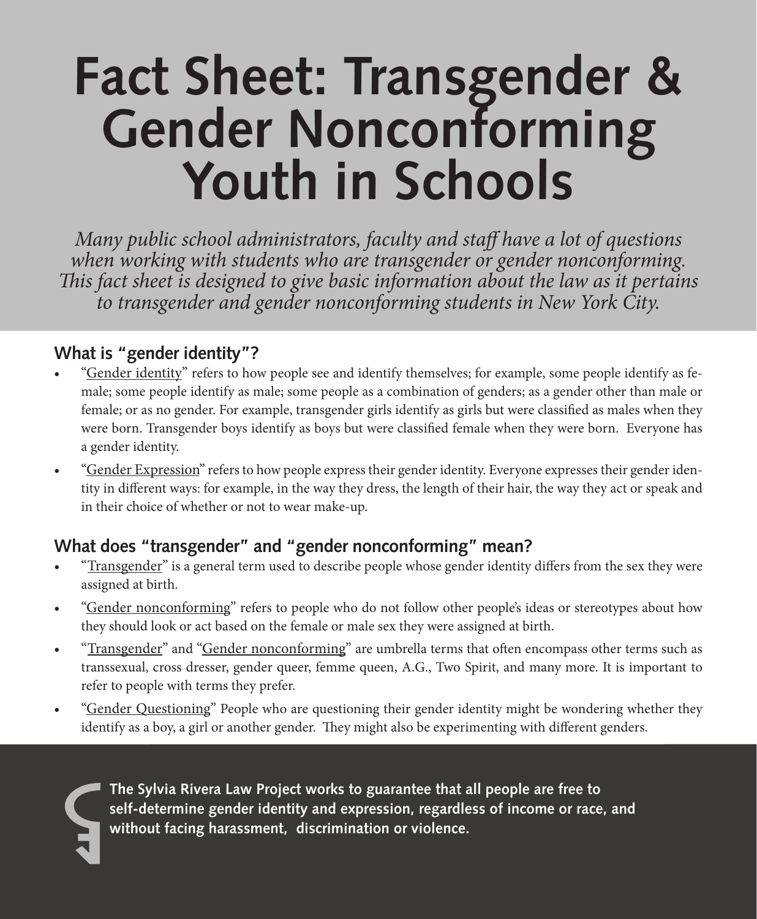# Fact Sheet: Transgender & Gender Nonconforming Youth in Schools

*Many public school administrators, faculty and staff have a lot of questions when working with students who are transgender or gender nonconforming. This fact sheet is designed to give basic information about the law as it pertains to transgender and gender nonconforming students in New York City.*

## What is "gender identity"?

- "<u>Gender identity</u>" refers to how people see and identify themselves; for example, some people identify as female; some people identify as male; some people as a combination of genders; as a gender other than male or female; or as no gender. For example, transgender girls identify as girls but were classified as males when they were born. Transgender boys identify as boys but were classified female when they were born. Everyone has a gender identity.
- "<u>Gender Expression</u>" refers to how people express their gender identity. Everyone expresses their gender identity in different ways: for example, in the way they dress, the length of their hair, the way they act or speak and in their choice of whether or not to wear make-up.

## What does "transgender" and "gender nonconforming" mean?

- "<u>Transgender</u>" is a general term used to describe people whose gender identity differs from the sex they were assigned at birth.
- "<u>Gender nonconforming</u>" refers to people who do not follow other people's ideas or stereotypes about how they should look or act based on the female or male sex they were assigned at birth.
- "<u>Transgender</u>" and "<u>Gender nonconforming</u>" are umbrella terms that often encompass other terms such as transsexual, cross dresser, gender queer, femme queen, A.G., Two Spirit, and many more. It is important to refer to people with terms they prefer.
- "<u>Gender Questioning</u>" People who are questioning their gender identity might be wondering whether they identify as a boy, a girl or another gender. They might also be experimenting with different genders.

**The Sylvia Rivera Law Project works to guarantee that all people are free to self-determine gender identity and expression, regardless of income or race, and without facing harassment, discrimination or violence.**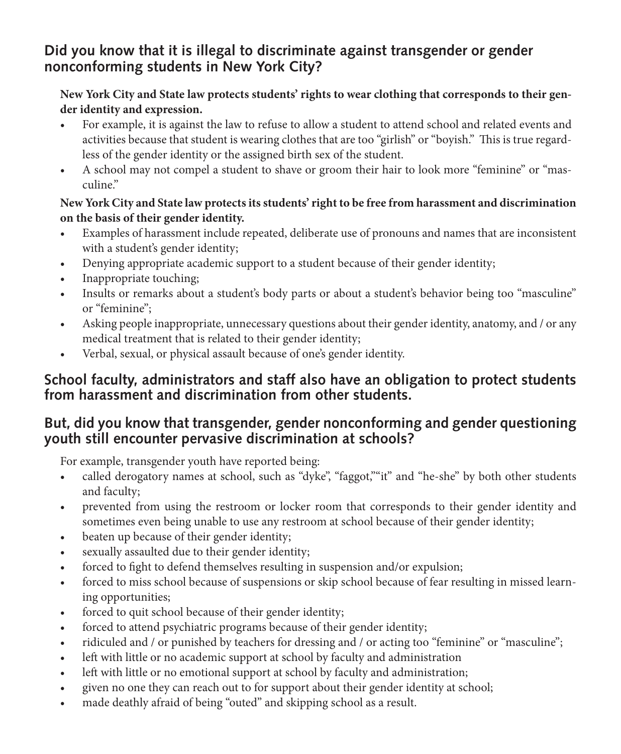## Did you know that it is illegal to discriminate against transgender or gender nonconforming students in New York City?

**New York City and State law protects students' rights to wear clothing that corresponds to their gender identity and expression.**

- For example, it is against the law to refuse to allow a student to attend school and related events and activities because that student is wearing clothes that are too "girlish" or "boyish." This is true regardless of the gender identity or the assigned birth sex of the student.
- A school may not compel a student to shave or groom their hair to look more "feminine" or "masculine."

**New York City and State law protects its students' right to be free from harassment and discrimination on the basis of their gender identity.**

- Examples of harassment include repeated, deliberate use of pronouns and names that are inconsistent with a student's gender identity;
- Denying appropriate academic support to a student because of their gender identity;
- Inappropriate touching;
- Insults or remarks about a student's body parts or about a student's behavior being too "masculine" or "feminine";
- Asking people inappropriate, unnecessary questions about their gender identity, anatomy, and / or any medical treatment that is related to their gender identity;
- Verbal, sexual, or physical assault because of one's gender identity.

## School faculty, administrators and staff also have an obligation to protect students from harassment and discrimination from other students.

## But, did you know that transgender, gender nonconforming and gender questioning youth still encounter pervasive discrimination at schools?

For example, transgender youth have reported being:

- called derogatory names at school, such as "dyke", "faggot,""it" and "he-she" by both other students and faculty;
- prevented from using the restroom or locker room that corresponds to their gender identity and sometimes even being unable to use any restroom at school because of their gender identity;
- beaten up because of their gender identity;
- sexually assaulted due to their gender identity;
- forced to fight to defend themselves resulting in suspension and/or expulsion;
- forced to miss school because of suspensions or skip school because of fear resulting in missed learning opportunities;
- forced to quit school because of their gender identity;
- forced to attend psychiatric programs because of their gender identity;
- ridiculed and / or punished by teachers for dressing and / or acting too "feminine" or "masculine";
- left with little or no academic support at school by faculty and administration
- left with little or no emotional support at school by faculty and administration;
- given no one they can reach out to for support about their gender identity at school;
- made deathly afraid of being "outed" and skipping school as a result.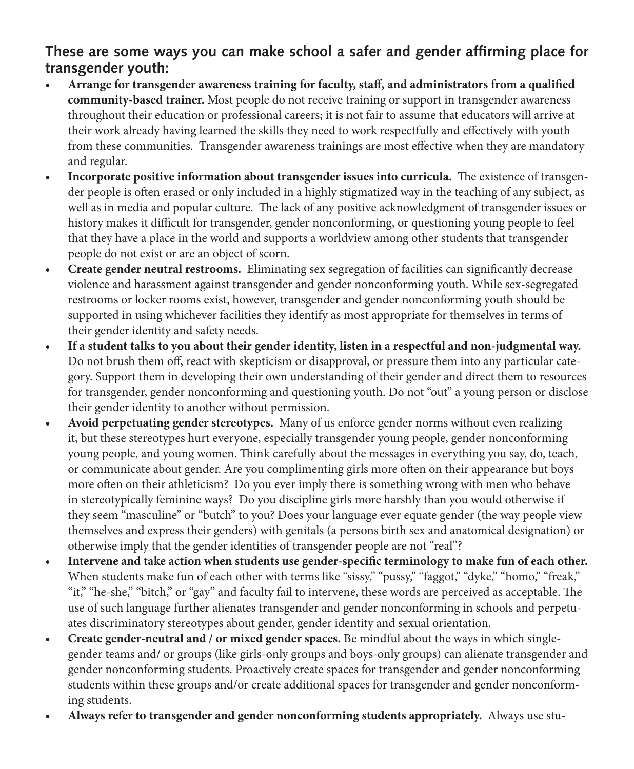## These are some ways you can make school a safer and gender affirming place for transgender youth:

- **Arrange for transgender awareness training for faculty, staff, and administrators from a qualified community-based trainer.** Most people do not receive training or support in transgender awareness throughout their education or professional careers; it is not fair to assume that educators will arrive at their work already having learned the skills they need to work respectfully and effectively with youth from these communities. Transgender awareness trainings are most effective when they are mandatory and regular.
- **Incorporate positive information about transgender issues into curricula.** The existence of transgender people is often erased or only included in a highly stigmatized way in the teaching of any subject, as well as in media and popular culture. The lack of any positive acknowledgment of transgender issues or history makes it difficult for transgender, gender nonconforming, or questioning young people to feel that they have a place in the world and supports a worldview among other students that transgender people do not exist or are an object of scorn.
- **Create gender neutral restrooms.** Eliminating sex segregation of facilities can significantly decrease violence and harassment against transgender and gender nonconforming youth. While sex-segregated restrooms or locker rooms exist, however, transgender and gender nonconforming youth should be supported in using whichever facilities they identify as most appropriate for themselves in terms of their gender identity and safety needs.
- **If a student talks to you about their gender identity, listen in a respectful and non-judgmental way.** Do not brush them off, react with skepticism or disapproval, or pressure them into any particular category. Support them in developing their own understanding of their gender and direct them to resources for transgender, gender nonconforming and questioning youth. Do not "out" a young person or disclose their gender identity to another without permission.
- **Avoid perpetuating gender stereotypes.** Many of us enforce gender norms without even realizing it, but these stereotypes hurt everyone, especially transgender young people, gender nonconforming young people, and young women. Think carefully about the messages in everything you say, do, teach, or communicate about gender. Are you complimenting girls more often on their appearance but boys more often on their athleticism? Do you ever imply there is something wrong with men who behave in stereotypically feminine ways? Do you discipline girls more harshly than you would otherwise if they seem "masculine" or "butch" to you? Does your language ever equate gender (the way people view themselves and express their genders) with genitals (a persons birth sex and anatomical designation) or otherwise imply that the gender identities of transgender people are not "real"?
- **Intervene and take action when students use gender-specific terminology to make fun of each other.** When students make fun of each other with terms like "sissy," "pussy," "faggot," "dyke," "homo," "freak," "it," "he-she," "bitch," or "gay" and faculty fail to intervene, these words are perceived as acceptable. The use of such language further alienates transgender and gender nonconforming in schools and perpetuates discriminatory stereotypes about gender, gender identity and sexual orientation.
- **Create gender-neutral and / or mixed gender spaces.** Be mindful about the ways in which single-gender teams and/ or groups (like girls-only groups and boys-only groups) can alienate transgender and gender nonconforming students. Proactively create spaces for transgender and gender nonconforming students within these groups and/or create additional spaces for transgender and gender nonconforming students.
- **Always refer to transgender and gender nonconforming students appropriately.** Always use stu-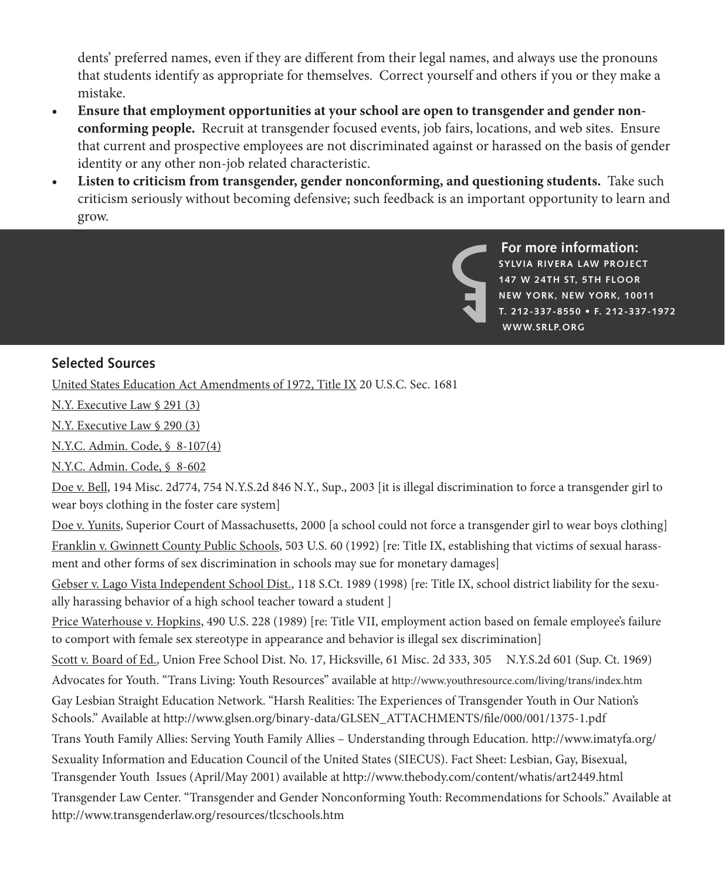dents' preferred names, even if they are different from their legal names, and always use the pronouns that students identify as appropriate for themselves. Correct yourself and others if you or they make a mistake.

- **Ensure that employment opportunities at your school are open to transgender and gender non-conforming people.** Recruit at transgender focused events, job fairs, locations, and web sites. Ensure that current and prospective employees are not discriminated against or harassed on the basis of gender identity or any other non-job related characteristic.
- **Listen to criticism from transgender, gender nonconforming, and questioning students.** Take such criticism seriously without becoming defensive; such feedback is an important opportunity to learn and grow.

**For more information:**
SYLVIA RIVERA LAW PROJECT
147 W 24TH ST, 5TH FLOOR
NEW YORK, NEW YORK, 10011
T. 212-337-8550 • F. 212-337-1972
WWW.SRLP.ORG

## Selected Sources

United States Education Act Amendments of 1972, Title IX 20 U.S.C. Sec. 1681

N.Y. Executive Law § 291 (3)

N.Y. Executive Law § 290 (3)

N.Y.C. Admin. Code, § 8-107(4)

N.Y.C. Admin. Code, § 8-602

Doe v. Bell, 194 Misc. 2d774, 754 N.Y.S.2d 846 N.Y., Sup., 2003 [it is illegal discrimination to force a transgender girl to wear boys clothing in the foster care system]

Doe v. Yunits, Superior Court of Massachusetts, 2000 [a school could not force a transgender girl to wear boys clothing]

Franklin v. Gwinnett County Public Schools, 503 U.S. 60 (1992) [re: Title IX, establishing that victims of sexual harassment and other forms of sex discrimination in schools may sue for monetary damages]

Gebser v. Lago Vista Independent School Dist., 118 S.Ct. 1989 (1998) [re: Title IX, school district liability for the sexually harassing behavior of a high school teacher toward a student ]

Price Waterhouse v. Hopkins, 490 U.S. 228 (1989) [re: Title VII, employment action based on female employee's failure to comport with female sex stereotype in appearance and behavior is illegal sex discrimination]

Scott v. Board of Ed., Union Free School Dist. No. 17, Hicksville, 61 Misc. 2d 333, 305 N.Y.S.2d 601 (Sup. Ct. 1969)

Advocates for Youth. "Trans Living: Youth Resources" available at http://www.youthresource.com/living/trans/index.htm

Gay Lesbian Straight Education Network. "Harsh Realities: The Experiences of Transgender Youth in Our Nation's Schools." Available at http://www.glsen.org/binary-data/GLSEN_ATTACHMENTS/file/000/001/1375-1.pdf

Trans Youth Family Allies: Serving Youth Family Allies – Understanding through Education. http://www.imatyfa.org/

Sexuality Information and Education Council of the United States (SIECUS). Fact Sheet: Lesbian, Gay, Bisexual, Transgender Youth Issues (April/May 2001) available at http://www.thebody.com/content/whatis/art2449.html

Transgender Law Center. "Transgender and Gender Nonconforming Youth: Recommendations for Schools." Available at http://www.transgenderlaw.org/resources/tlcschools.htm